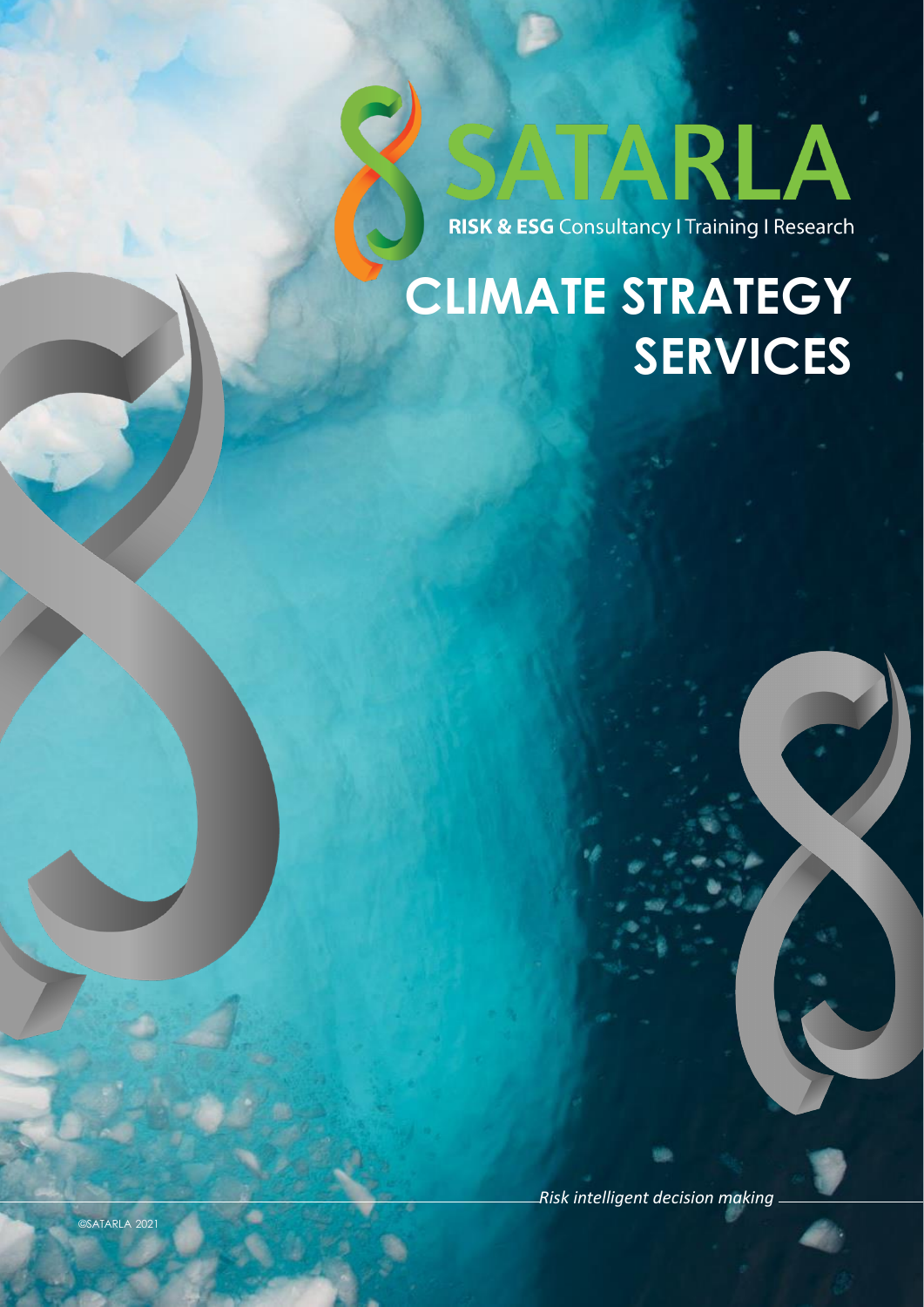SATARLA

**RISK & ESG** Consultancy I Training I Research

# CLIMATE STRATEGY SERVICES

*Risk intelligent decision making*

©SATARLA 2021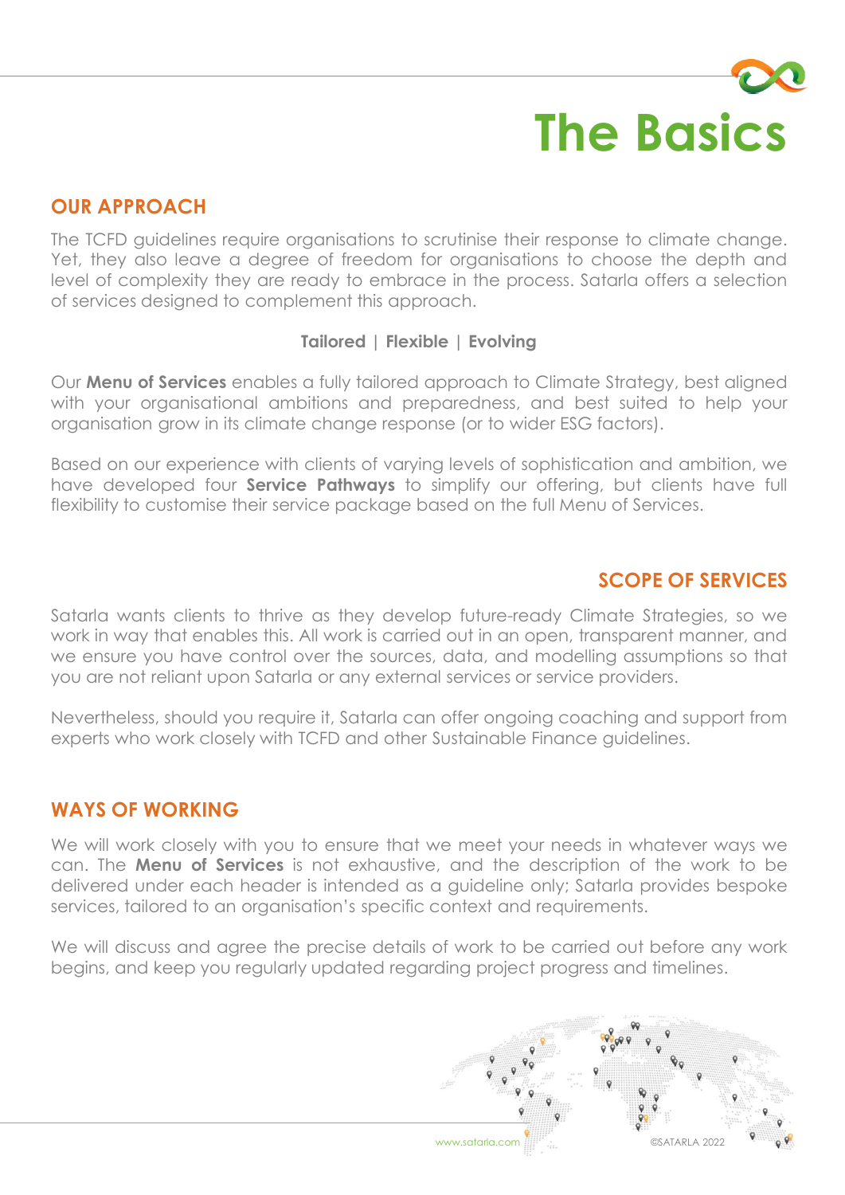# The Basics

## OUR APPROACH

The TCFD guidelines require organisations to scrutinise their response to climate change. Yet, they also leave a degree of freedom for organisations to choose the depth and level of complexity they are ready to embrace in the process. Satarla offers a selection of services designed to complement this approach.

**Tailored | Flexible | Evolving**

Our **Menu of Services** enables a fully tailored approach to Climate Strategy, best aligned with your organisational ambitions and preparedness, and best suited to help your organisation grow in its climate change response (or to wider ESG factors).

Based on our experience with clients of varying levels of sophistication and ambition, we have developed four **Service Pathways** to simplify our offering, but clients have full flexibility to customise their service package based on the full Menu of Services.

## SCOPE OF SERVICES

Satarla wants clients to thrive as they develop future-ready Climate Strategies, so we work in way that enables this. All work is carried out in an open, transparent manner, and we ensure you have control over the sources, data, and modelling assumptions so that you are not reliant upon Satarla or any external services or service providers.

Nevertheless, should you require it, Satarla can offer ongoing coaching and support from experts who work closely with TCFD and other Sustainable Finance guidelines.

## WAYS OF WORKING

We will work closely with you to ensure that we meet your needs in whatever ways we can. The **Menu of Services** is not exhaustive, and the description of the work to be delivered under each header is intended as a guideline only; Satarla provides bespoke services, tailored to an organisation's specific context and requirements.

We will discuss and agree the precise details of work to be carried out before any work begins, and keep you regularly updated regarding project progress and timelines.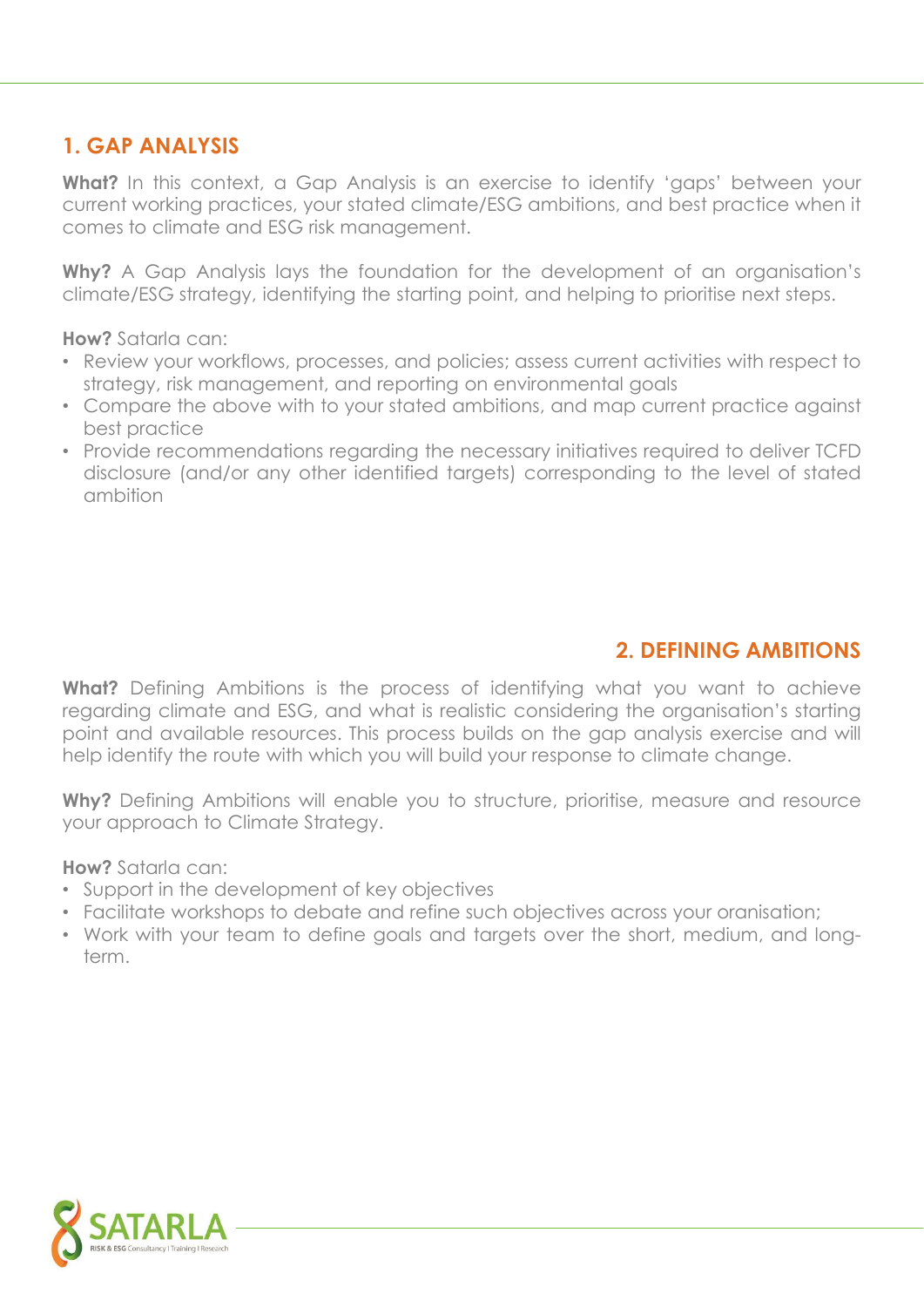## 1. GAP ANALYSIS

**What?** In this context, a Gap Analysis is an exercise to identify 'gaps' between your current working practices, your stated climate/ESG ambitions, and best practice when it comes to climate and ESG risk management.

**Why?** A Gap Analysis lays the foundation for the development of an organisation's climate/ESG strategy, identifying the starting point, and helping to prioritise next steps.

**How?** Satarla can:

- Review your workflows, processes, and policies; assess current activities with respect to strategy, risk management, and reporting on environmental goals
- Compare the above with to your stated ambitions, and map current practice against best practice
- Provide recommendations regarding the necessary initiatives required to deliver TCFD disclosure (and/or any other identified targets) corresponding to the level of stated ambition

## 2. DEFINING AMBITIONS

**What?** Defining Ambitions is the process of identifying what you want to achieve regarding climate and ESG, and what is realistic considering the organisation's starting point and available resources. This process builds on the gap analysis exercise and will help identify the route with which you will build your response to climate change.

**Why?** Defining Ambitions will enable you to structure, prioritise, measure and resource your approach to Climate Strategy.

**How?** Satarla can:

- Support in the development of key objectives
- Facilitate workshops to debate and refine such objectives across your oranisation;
- Work with your team to define goals and targets over the short, medium, and long-term.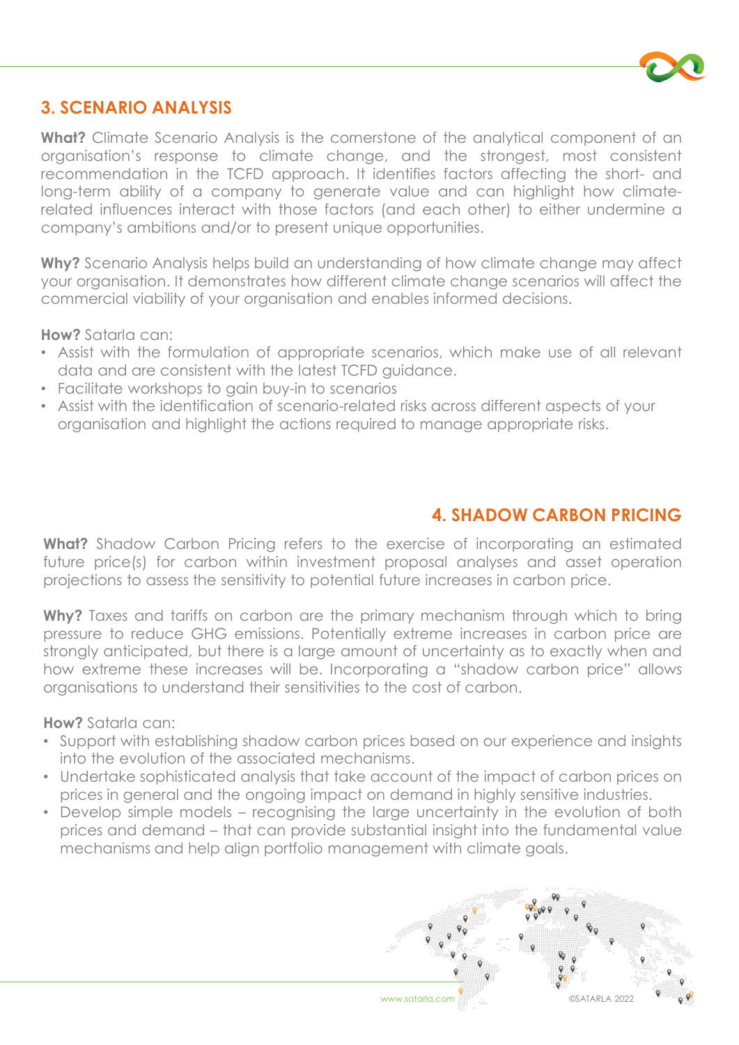## 3. SCENARIO ANALYSIS

**What?** Climate Scenario Analysis is the cornerstone of the analytical component of an organisation's response to climate change, and the strongest, most consistent recommendation in the TCFD approach. It identifies factors affecting the short- and long-term ability of a company to generate value and can highlight how climate-related influences interact with those factors (and each other) to either undermine a company's ambitions and/or to present unique opportunities.

**Why?** Scenario Analysis helps build an understanding of how climate change may affect your organisation. It demonstrates how different climate change scenarios will affect the commercial viability of your organisation and enables informed decisions.

**How?** Satarla can:

- Assist with the formulation of appropriate scenarios, which make use of all relevant data and are consistent with the latest TCFD guidance.
- Facilitate workshops to gain buy-in to scenarios
- Assist with the identification of scenario-related risks across different aspects of your organisation and highlight the actions required to manage appropriate risks.

## 4. SHADOW CARBON PRICING

**What?** Shadow Carbon Pricing refers to the exercise of incorporating an estimated future price(s) for carbon within investment proposal analyses and asset operation projections to assess the sensitivity to potential future increases in carbon price.

**Why?** Taxes and tariffs on carbon are the primary mechanism through which to bring pressure to reduce GHG emissions. Potentially extreme increases in carbon price are strongly anticipated, but there is a large amount of uncertainty as to exactly when and how extreme these increases will be. Incorporating a "shadow carbon price" allows organisations to understand their sensitivities to the cost of carbon.

**How?** Satarla can:

- Support with establishing shadow carbon prices based on our experience and insights into the evolution of the associated mechanisms.
- Undertake sophisticated analysis that take account of the impact of carbon prices on prices in general and the ongoing impact on demand in highly sensitive industries.
- Develop simple models – recognising the large uncertainty in the evolution of both prices and demand – that can provide substantial insight into the fundamental value mechanisms and help align portfolio management with climate goals.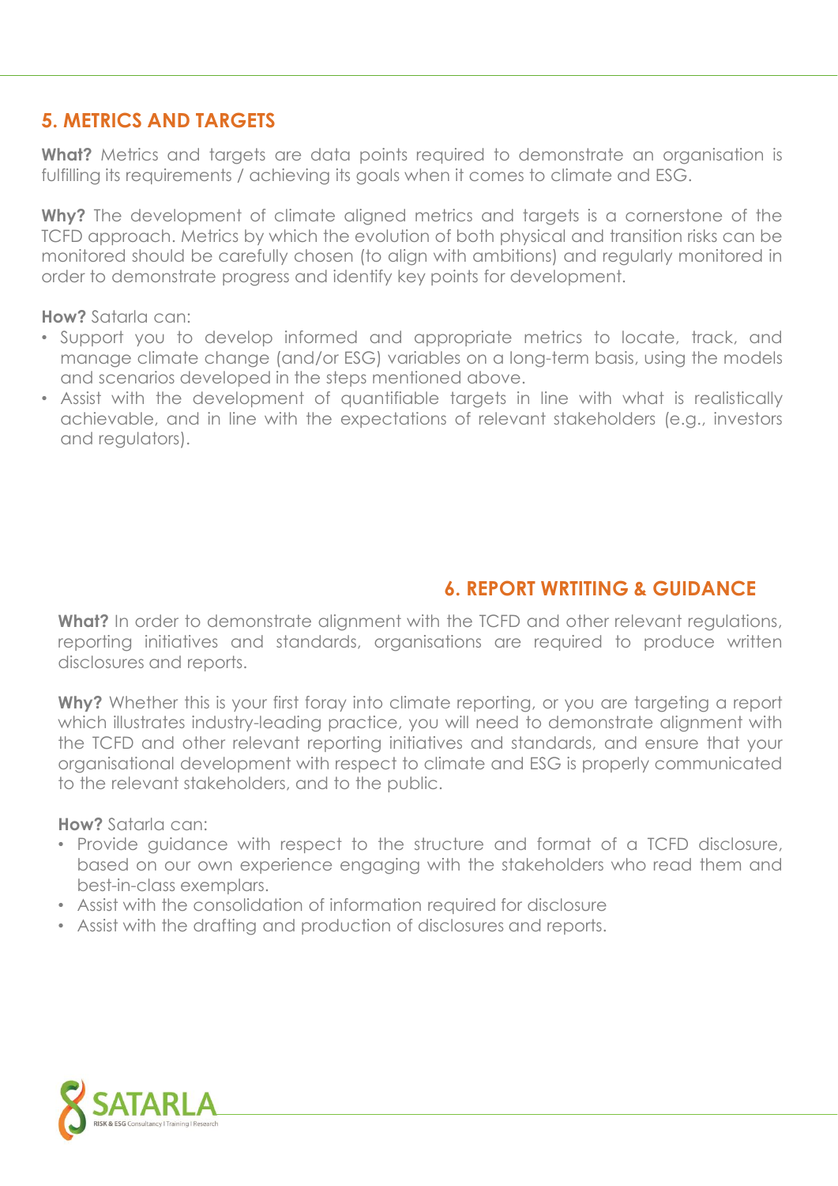## 5. METRICS AND TARGETS

**What?** Metrics and targets are data points required to demonstrate an organisation is fulfilling its requirements / achieving its goals when it comes to climate and ESG.

**Why?** The development of climate aligned metrics and targets is a cornerstone of the TCFD approach. Metrics by which the evolution of both physical and transition risks can be monitored should be carefully chosen (to align with ambitions) and regularly monitored in order to demonstrate progress and identify key points for development.

**How?** Satarla can:

- Support you to develop informed and appropriate metrics to locate, track, and manage climate change (and/or ESG) variables on a long-term basis, using the models and scenarios developed in the steps mentioned above.
- Assist with the development of quantifiable targets in line with what is realistically achievable, and in line with the expectations of relevant stakeholders (e.g., investors and regulators).

## 6. REPORT WRTITING & GUIDANCE

**What?** In order to demonstrate alignment with the TCFD and other relevant regulations, reporting initiatives and standards, organisations are required to produce written disclosures and reports.

**Why?** Whether this is your first foray into climate reporting, or you are targeting a report which illustrates industry-leading practice, you will need to demonstrate alignment with the TCFD and other relevant reporting initiatives and standards, and ensure that your organisational development with respect to climate and ESG is properly communicated to the relevant stakeholders, and to the public.

**How?** Satarla can:

- Provide guidance with respect to the structure and format of a TCFD disclosure, based on our own experience engaging with the stakeholders who read them and best-in-class exemplars.
- Assist with the consolidation of information required for disclosure
- Assist with the drafting and production of disclosures and reports.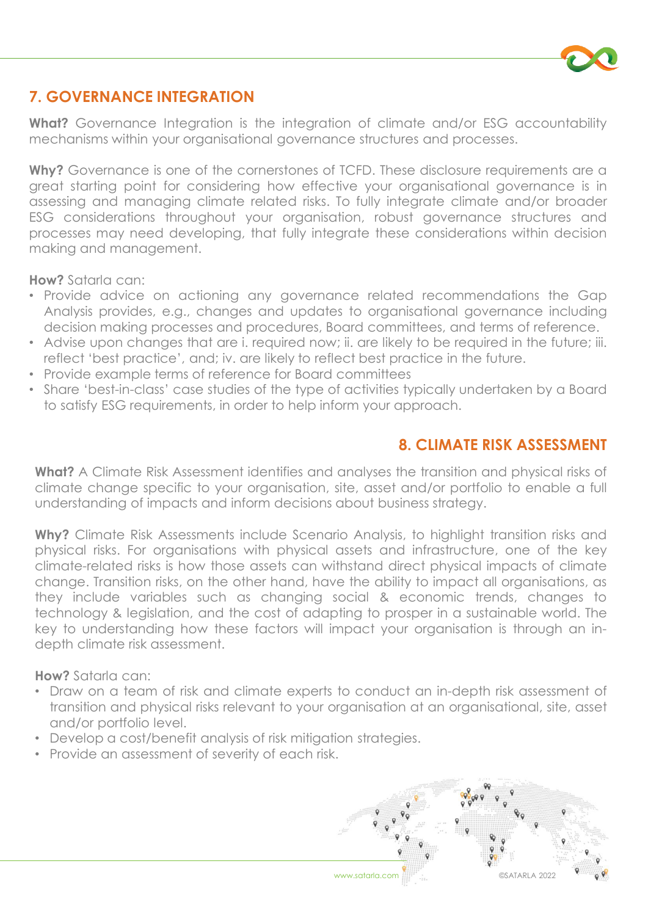## 7. GOVERNANCE INTEGRATION

**What?** Governance Integration is the integration of climate and/or ESG accountability mechanisms within your organisational governance structures and processes.

**Why?** Governance is one of the cornerstones of TCFD. These disclosure requirements are a great starting point for considering how effective your organisational governance is in assessing and managing climate related risks. To fully integrate climate and/or broader ESG considerations throughout your organisation, robust governance structures and processes may need developing, that fully integrate these considerations within decision making and management.

**How?** Satarla can:

- Provide advice on actioning any governance related recommendations the Gap Analysis provides, e.g., changes and updates to organisational governance including decision making processes and procedures, Board committees, and terms of reference.
- Advise upon changes that are i. required now; ii. are likely to be required in the future; iii. reflect 'best practice', and; iv. are likely to reflect best practice in the future.
- Provide example terms of reference for Board committees
- Share 'best-in-class' case studies of the type of activities typically undertaken by a Board to satisfy ESG requirements, in order to help inform your approach.

## 8. CLIMATE RISK ASSESSMENT

**What?** A Climate Risk Assessment identifies and analyses the transition and physical risks of climate change specific to your organisation, site, asset and/or portfolio to enable a full understanding of impacts and inform decisions about business strategy.

**Why?** Climate Risk Assessments include Scenario Analysis, to highlight transition risks and physical risks. For organisations with physical assets and infrastructure, one of the key climate-related risks is how those assets can withstand direct physical impacts of climate change. Transition risks, on the other hand, have the ability to impact all organisations, as they include variables such as changing social & economic trends, changes to technology & legislation, and the cost of adapting to prosper in a sustainable world. The key to understanding how these factors will impact your organisation is through an in-depth climate risk assessment.

**How?** Satarla can:

- Draw on a team of risk and climate experts to conduct an in-depth risk assessment of transition and physical risks relevant to your organisation at an organisational, site, asset and/or portfolio level.
- Develop a cost/benefit analysis of risk mitigation strategies.
- Provide an assessment of severity of each risk.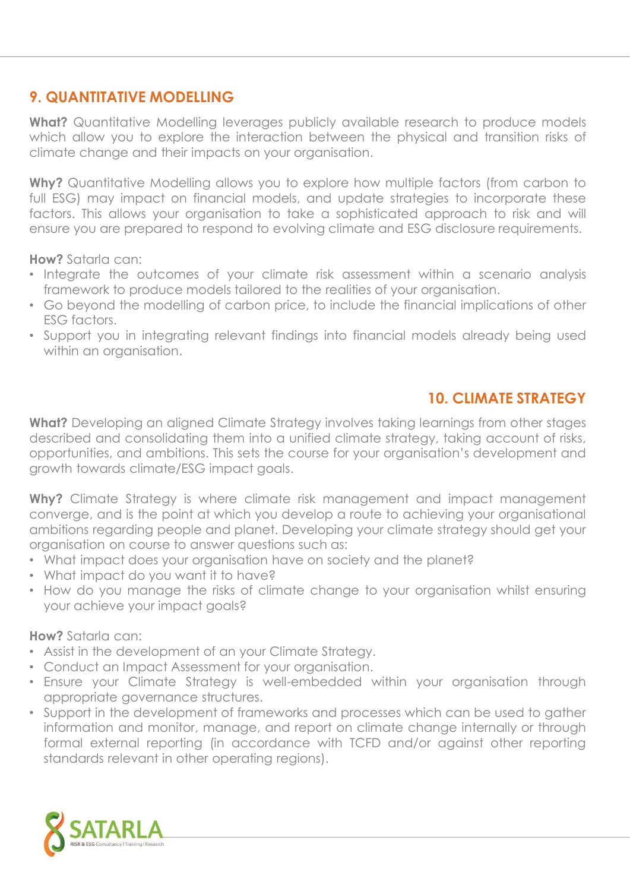## 9. QUANTITATIVE MODELLING

**What?** Quantitative Modelling leverages publicly available research to produce models which allow you to explore the interaction between the physical and transition risks of climate change and their impacts on your organisation.

**Why?** Quantitative Modelling allows you to explore how multiple factors (from carbon to full ESG) may impact on financial models, and update strategies to incorporate these factors. This allows your organisation to take a sophisticated approach to risk and will ensure you are prepared to respond to evolving climate and ESG disclosure requirements.

**How?** Satarla can:

- Integrate the outcomes of your climate risk assessment within a scenario analysis framework to produce models tailored to the realities of your organisation.
- Go beyond the modelling of carbon price, to include the financial implications of other ESG factors.
- Support you in integrating relevant findings into financial models already being used within an organisation.

## 10. CLIMATE STRATEGY

**What?** Developing an aligned Climate Strategy involves taking learnings from other stages described and consolidating them into a unified climate strategy, taking account of risks, opportunities, and ambitions. This sets the course for your organisation's development and growth towards climate/ESG impact goals.

**Why?** Climate Strategy is where climate risk management and impact management converge, and is the point at which you develop a route to achieving your organisational ambitions regarding people and planet. Developing your climate strategy should get your organisation on course to answer questions such as:

- What impact does your organisation have on society and the planet?
- What impact do you want it to have?
- How do you manage the risks of climate change to your organisation whilst ensuring your achieve your impact goals?

**How?** Satarla can:

- Assist in the development of an your Climate Strategy.
- Conduct an Impact Assessment for your organisation.
- Ensure your Climate Strategy is well-embedded within your organisation through appropriate governance structures.
- Support in the development of frameworks and processes which can be used to gather information and monitor, manage, and report on climate change internally or through formal external reporting (in accordance with TCFD and/or against other reporting standards relevant in other operating regions).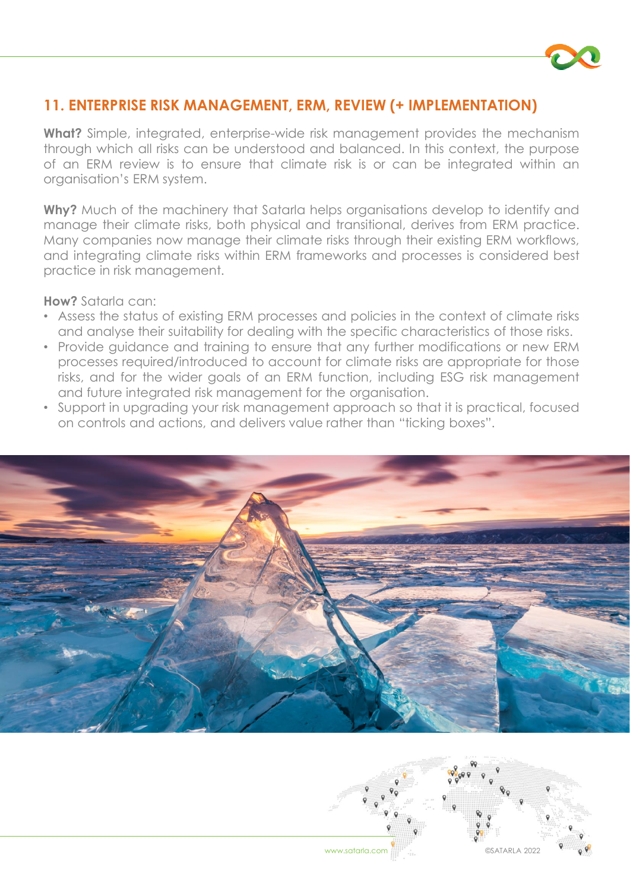## 11. ENTERPRISE RISK MANAGEMENT, ERM, REVIEW (+ IMPLEMENTATION)

**What?** Simple, integrated, enterprise-wide risk management provides the mechanism through which all risks can be understood and balanced. In this context, the purpose of an ERM review is to ensure that climate risk is or can be integrated within an organisation's ERM system.

**Why?** Much of the machinery that Satarla helps organisations develop to identify and manage their climate risks, both physical and transitional, derives from ERM practice. Many companies now manage their climate risks through their existing ERM workflows, and integrating climate risks within ERM frameworks and processes is considered best practice in risk management.

**How?** Satarla can:

- Assess the status of existing ERM processes and policies in the context of climate risks and analyse their suitability for dealing with the specific characteristics of those risks.
- Provide guidance and training to ensure that any further modifications or new ERM processes required/introduced to account for climate risks are appropriate for those risks, and for the wider goals of an ERM function, including ESG risk management and future integrated risk management for the organisation.
- Support in upgrading your risk management approach so that it is practical, focused on controls and actions, and delivers value rather than "ticking boxes".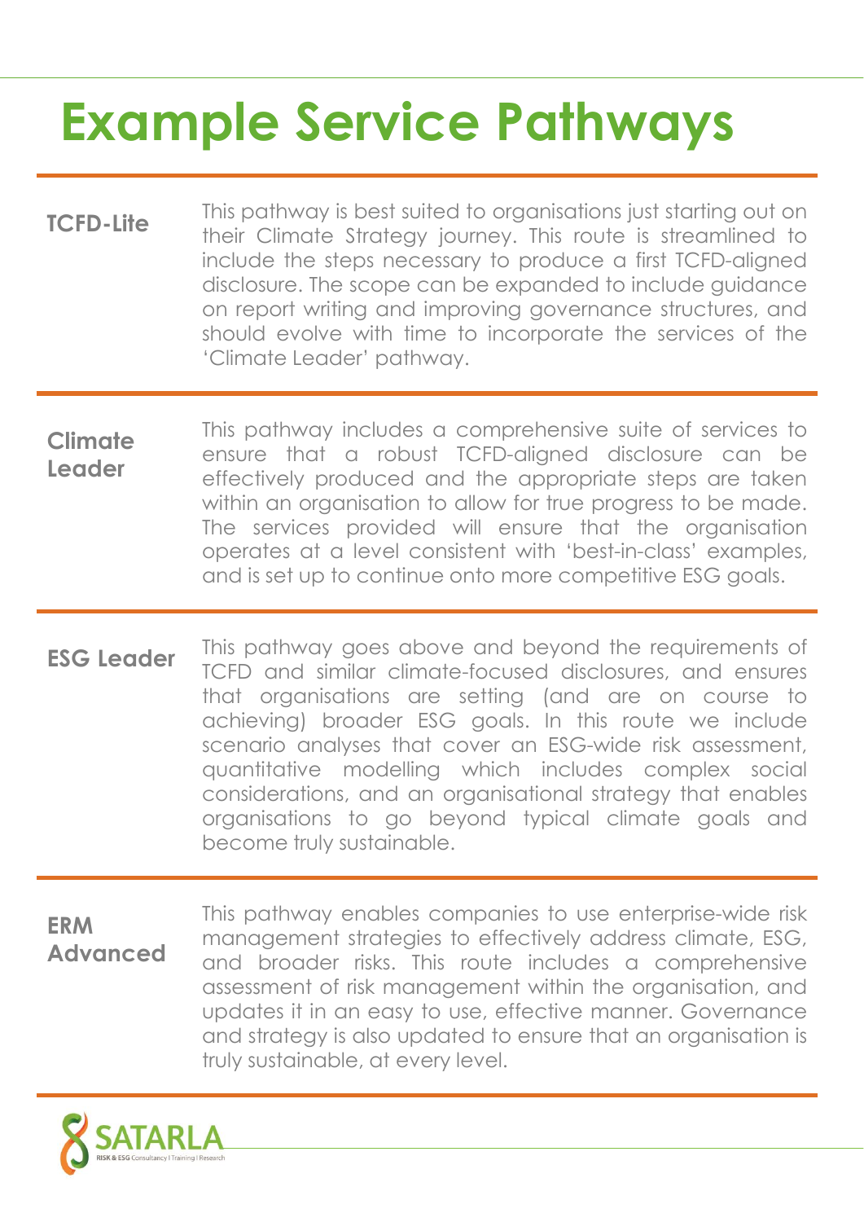# Example Service Pathways

**TCFD-Lite**

This pathway is best suited to organisations just starting out on their Climate Strategy journey. This route is streamlined to include the steps necessary to produce a first TCFD-aligned disclosure. The scope can be expanded to include guidance on report writing and improving governance structures, and should evolve with time to incorporate the services of the 'Climate Leader' pathway.

**Climate Leader**

This pathway includes a comprehensive suite of services to ensure that a robust TCFD-aligned disclosure can be effectively produced and the appropriate steps are taken within an organisation to allow for true progress to be made. The services provided will ensure that the organisation operates at a level consistent with 'best-in-class' examples, and is set up to continue onto more competitive ESG goals.

**ESG Leader**

This pathway goes above and beyond the requirements of TCFD and similar climate-focused disclosures, and ensures that organisations are setting (and are on course to achieving) broader ESG goals. In this route we include scenario analyses that cover an ESG-wide risk assessment, quantitative modelling which includes complex social considerations, and an organisational strategy that enables organisations to go beyond typical climate goals and become truly sustainable.

**ERM Advanced**

This pathway enables companies to use enterprise-wide risk management strategies to effectively address climate, ESG, and broader risks. This route includes a comprehensive assessment of risk management within the organisation, and updates it in an easy to use, effective manner. Governance and strategy is also updated to ensure that an organisation is truly sustainable, at every level.

SATARLA
RISK & ESG Consultancy | Training | Research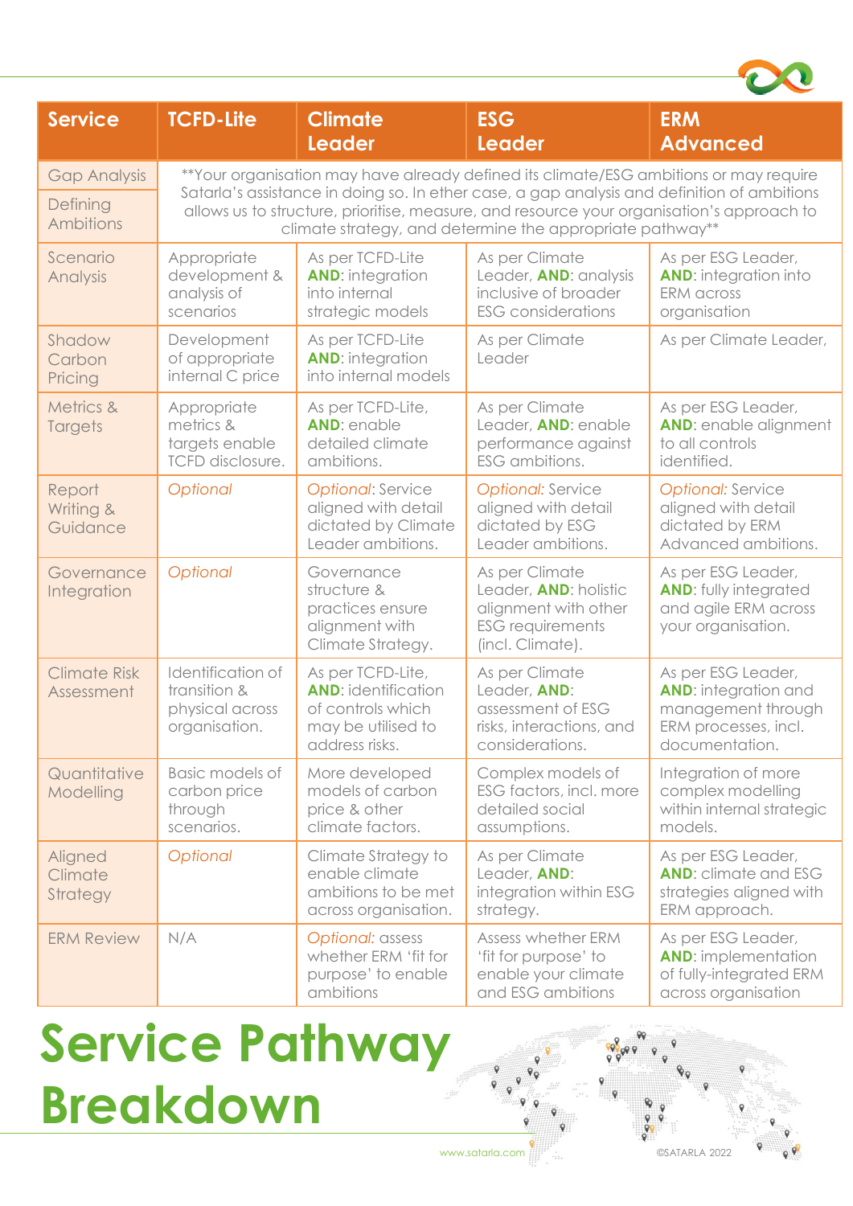| Service | TCFD-Lite | Climate Leader | ESG Leader | ERM Advanced |
|---|---|---|---|---|
| Gap Analysis | **Your organisation may have already defined its climate/ESG ambitions or may require Satarla's assistance in doing so. In ether case, a gap analysis and definition of ambitions allows us to structure, prioritise, measure, and resource your organisation's approach to climate strategy, and determine the appropriate pathway** | | | |
| Defining Ambitions | | | | |
| Scenario Analysis | Appropriate development & analysis of scenarios | As per TCFD-Lite **AND**: integration into internal strategic models | As per Climate Leader, **AND**: analysis inclusive of broader ESG considerations | As per ESG Leader, **AND**: integration into ERM across organisation |
| Shadow Carbon Pricing | Development of appropriate internal C price | As per TCFD-Lite **AND**: integration into internal models | As per Climate Leader | As per Climate Leader, |
| Metrics & Targets | Appropriate metrics & targets enable TCFD disclosure. | As per TCFD-Lite, **AND**: enable detailed climate ambitions. | As per Climate Leader, **AND**: enable performance against ESG ambitions. | As per ESG Leader, **AND**: enable alignment to all controls identified. |
| Report Writing & Guidance | *Optional* | *Optional*: Service aligned with detail dictated by Climate Leader ambitions. | *Optional*: Service aligned with detail dictated by ESG Leader ambitions. | *Optional*: Service aligned with detail dictated by ERM Advanced ambitions. |
| Governance Integration | *Optional* | Governance structure & practices ensure alignment with Climate Strategy. | As per Climate Leader, **AND**: holistic alignment with other ESG requirements (incl. Climate). | As per ESG Leader, **AND**: fully integrated and agile ERM across your organisation. |
| Climate Risk Assessment | Identification of transition & physical across organisation. | As per TCFD-Lite, **AND**: identification of controls which may be utilised to address risks. | As per Climate Leader, **AND**: assessment of ESG risks, interactions, and considerations. | As per ESG Leader, **AND**: integration and management through ERM processes, incl. documentation. |
| Quantitative Modelling | Basic models of carbon price through scenarios. | More developed models of carbon price & other climate factors. | Complex models of ESG factors, incl. more detailed social assumptions. | Integration of more complex modelling within internal strategic models. |
| Aligned Climate Strategy | *Optional* | Climate Strategy to enable climate ambitions to be met across organisation. | As per Climate Leader, **AND**: integration within ESG strategy. | As per ESG Leader, **AND**: climate and ESG strategies aligned with ERM approach. |
| ERM Review | N/A | *Optional*: assess whether ERM 'fit for purpose' to enable ambitions | Assess whether ERM 'fit for purpose' to enable your climate and ESG ambitions | As per ESG Leader, **AND**: implementation of fully-integrated ERM across organisation |

# Service Pathway Breakdown

www.satarla.com

©SATARLA 2022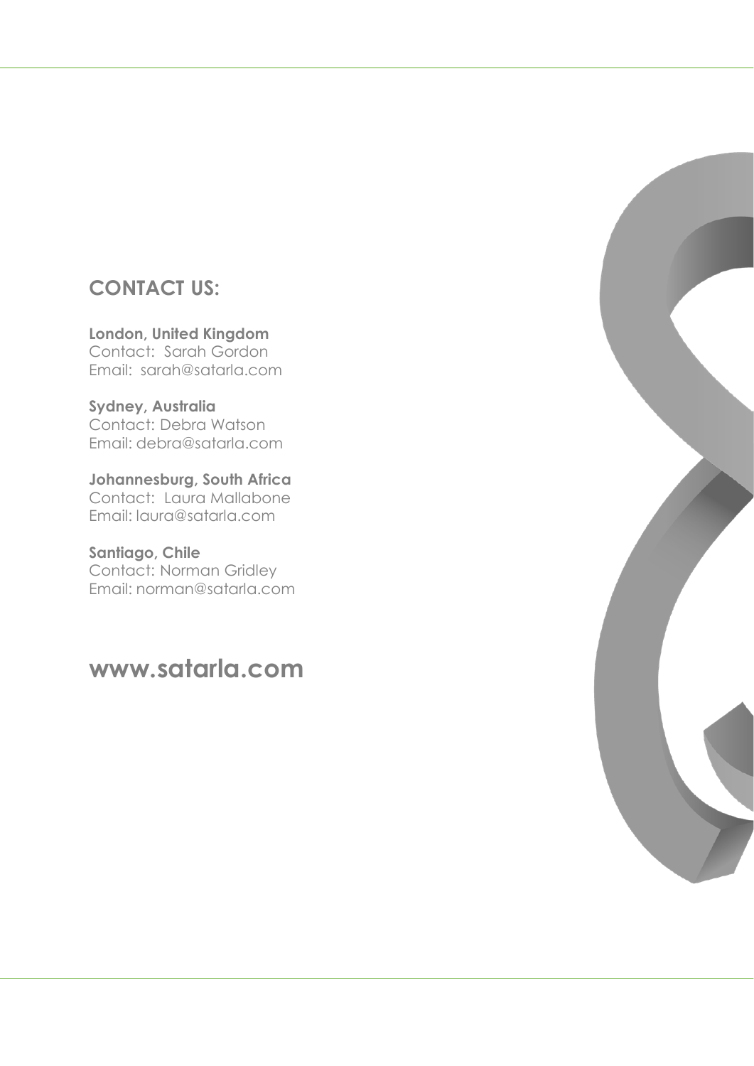## CONTACT US:

**London, United Kingdom**
Contact: Sarah Gordon
Email: sarah@satarla.com

**Sydney, Australia**
Contact: Debra Watson
Email: debra@satarla.com

**Johannesburg, South Africa**
Contact: Laura Mallabone
Email: laura@satarla.com

**Santiago, Chile**
Contact: Norman Gridley
Email: norman@satarla.com

## www.satarla.com